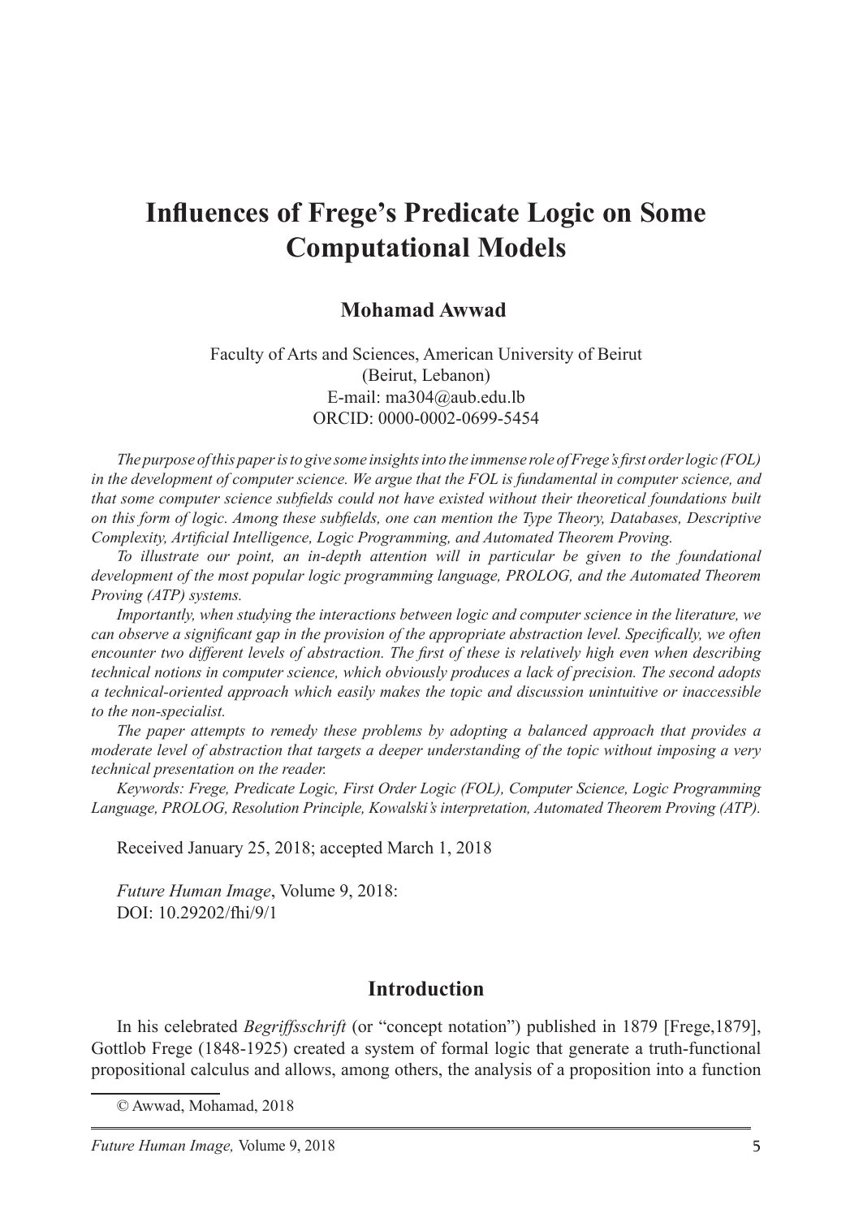# Influences of Frege's Predicate Logic on Some Computational Models

**Mohamad Awwad**

Faculty of Arts and Sciences, American University of Beirut
(Beirut, Lebanon)
E-mail: ma304@aub.edu.lb
ORCID: 0000-0002-0699-5454

*The purpose of this paper is to give some insights into the immense role of Frege's first order logic (FOL) in the development of computer science. We argue that the FOL is fundamental in computer science, and that some computer science subfields could not have existed without their theoretical foundations built on this form of logic. Among these subfields, one can mention the Type Theory, Databases, Descriptive Complexity, Artificial Intelligence, Logic Programming, and Automated Theorem Proving.*

*To illustrate our point, an in-depth attention will in particular be given to the foundational development of the most popular logic programming language, PROLOG, and the Automated Theorem Proving (ATP) systems.*

*Importantly, when studying the interactions between logic and computer science in the literature, we can observe a significant gap in the provision of the appropriate abstraction level. Specifically, we often encounter two different levels of abstraction. The first of these is relatively high even when describing technical notions in computer science, which obviously produces a lack of precision. The second adopts a technical-oriented approach which easily makes the topic and discussion unintuitive or inaccessible to the non-specialist.*

*The paper attempts to remedy these problems by adopting a balanced approach that provides a moderate level of abstraction that targets a deeper understanding of the topic without imposing a very technical presentation on the reader.*

*Keywords: Frege, Predicate Logic, First Order Logic (FOL), Computer Science, Logic Programming Language, PROLOG, Resolution Principle, Kowalski's interpretation, Automated Theorem Proving (ATP).*

Received January 25, 2018; accepted March 1, 2018

*Future Human Image*, Volume 9, 2018:
DOI: 10.29202/fhi/9/1

## Introduction

In his celebrated *Begriffsschrift* (or "concept notation") published in 1879 [Frege,1879], Gottlob Frege (1848-1925) created a system of formal logic that generate a truth-functional propositional calculus and allows, among others, the analysis of a proposition into a function

© Awwad, Mohamad, 2018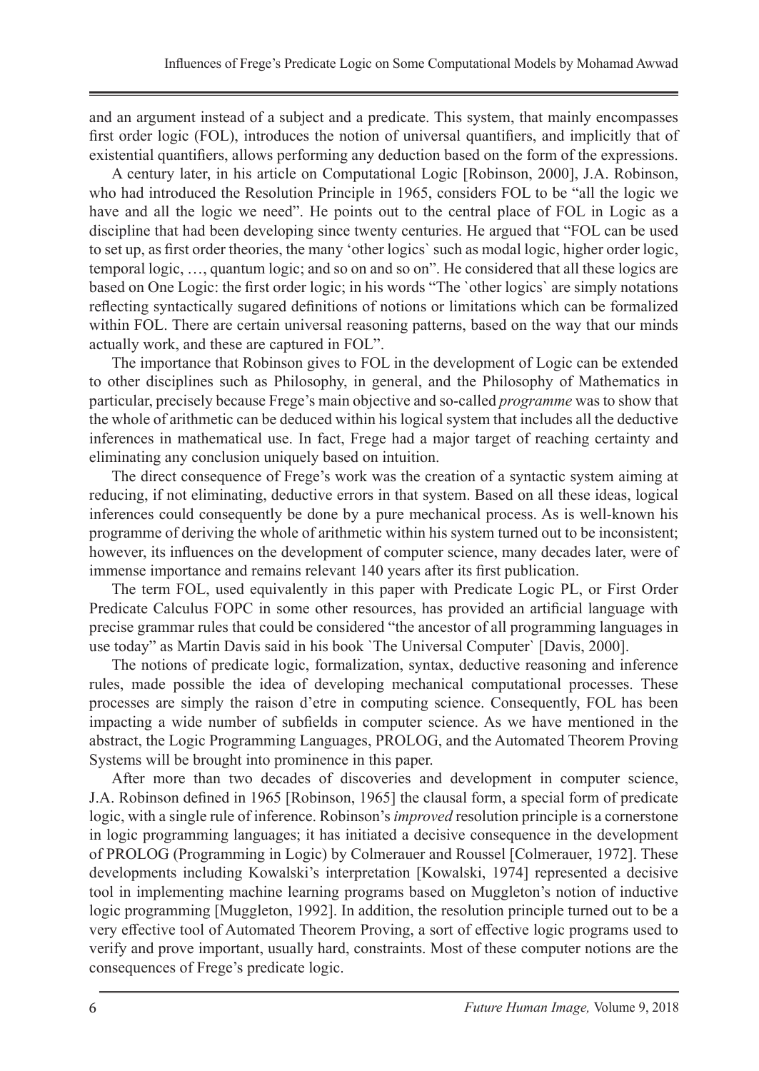and an argument instead of a subject and a predicate. This system, that mainly encompasses first order logic (FOL), introduces the notion of universal quantifiers, and implicitly that of existential quantifiers, allows performing any deduction based on the form of the expressions.

A century later, in his article on Computational Logic [Robinson, 2000], J.A. Robinson, who had introduced the Resolution Principle in 1965, considers FOL to be "all the logic we have and all the logic we need". He points out to the central place of FOL in Logic as a discipline that had been developing since twenty centuries. He argued that "FOL can be used to set up, as first order theories, the many 'other logics` such as modal logic, higher order logic, temporal logic, …, quantum logic; and so on and so on". He considered that all these logics are based on One Logic: the first order logic; in his words "The `other logics` are simply notations reflecting syntactically sugared definitions of notions or limitations which can be formalized within FOL. There are certain universal reasoning patterns, based on the way that our minds actually work, and these are captured in FOL".

The importance that Robinson gives to FOL in the development of Logic can be extended to other disciplines such as Philosophy, in general, and the Philosophy of Mathematics in particular, precisely because Frege's main objective and so-called *programme* was to show that the whole of arithmetic can be deduced within his logical system that includes all the deductive inferences in mathematical use. In fact, Frege had a major target of reaching certainty and eliminating any conclusion uniquely based on intuition.

The direct consequence of Frege's work was the creation of a syntactic system aiming at reducing, if not eliminating, deductive errors in that system. Based on all these ideas, logical inferences could consequently be done by a pure mechanical process. As is well-known his programme of deriving the whole of arithmetic within his system turned out to be inconsistent; however, its influences on the development of computer science, many decades later, were of immense importance and remains relevant 140 years after its first publication.

The term FOL, used equivalently in this paper with Predicate Logic PL, or First Order Predicate Calculus FOPC in some other resources, has provided an artificial language with precise grammar rules that could be considered "the ancestor of all programming languages in use today" as Martin Davis said in his book `The Universal Computer` [Davis, 2000].

The notions of predicate logic, formalization, syntax, deductive reasoning and inference rules, made possible the idea of developing mechanical computational processes. These processes are simply the raison d'etre in computing science. Consequently, FOL has been impacting a wide number of subfields in computer science. As we have mentioned in the abstract, the Logic Programming Languages, PROLOG, and the Automated Theorem Proving Systems will be brought into prominence in this paper.

After more than two decades of discoveries and development in computer science, J.A. Robinson defined in 1965 [Robinson, 1965] the clausal form, a special form of predicate logic, with a single rule of inference. Robinson's *improved* resolution principle is a cornerstone in logic programming languages; it has initiated a decisive consequence in the development of PROLOG (Programming in Logic) by Colmerauer and Roussel [Colmerauer, 1972]. These developments including Kowalski's interpretation [Kowalski, 1974] represented a decisive tool in implementing machine learning programs based on Muggleton's notion of inductive logic programming [Muggleton, 1992]. In addition, the resolution principle turned out to be a very effective tool of Automated Theorem Proving, a sort of effective logic programs used to verify and prove important, usually hard, constraints. Most of these computer notions are the consequences of Frege's predicate logic.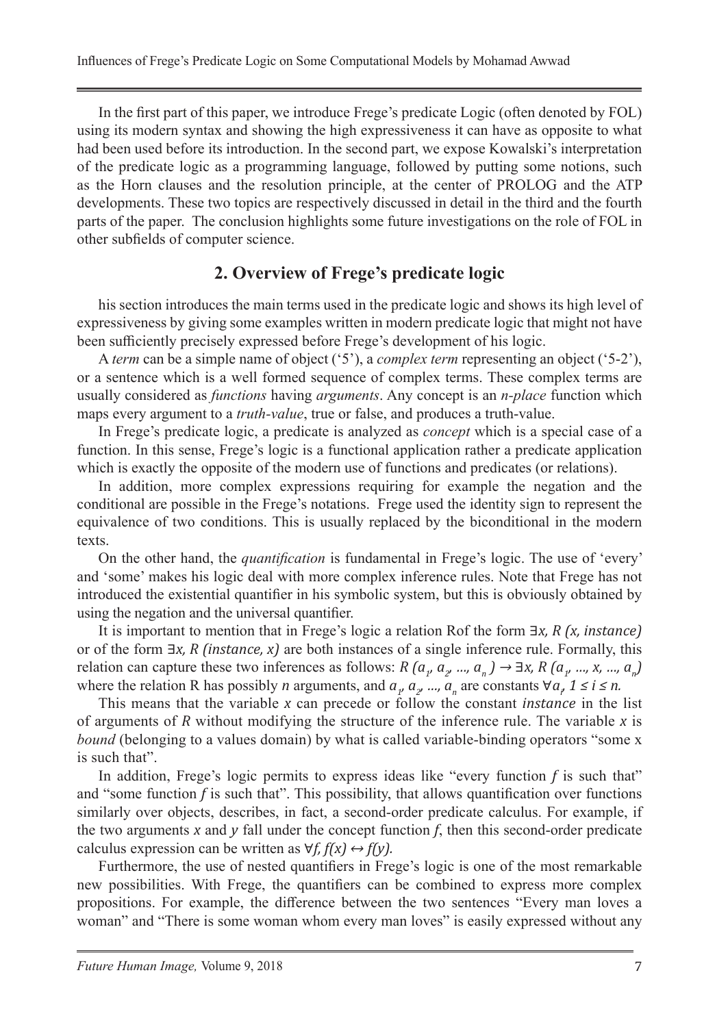In the first part of this paper, we introduce Frege's predicate Logic (often denoted by FOL) using its modern syntax and showing the high expressiveness it can have as opposite to what had been used before its introduction. In the second part, we expose Kowalski's interpretation of the predicate logic as a programming language, followed by putting some notions, such as the Horn clauses and the resolution principle, at the center of PROLOG and the ATP developments. These two topics are respectively discussed in detail in the third and the fourth parts of the paper. The conclusion highlights some future investigations on the role of FOL in other subfields of computer science.

## 2. Overview of Frege's predicate logic

his section introduces the main terms used in the predicate logic and shows its high level of expressiveness by giving some examples written in modern predicate logic that might not have been sufficiently precisely expressed before Frege's development of his logic.

A *term* can be a simple name of object ('5'), a *complex term* representing an object ('5-2'), or a sentence which is a well formed sequence of complex terms. These complex terms are usually considered as *functions* having *arguments*. Any concept is an *n-place* function which maps every argument to a *truth-value*, true or false, and produces a truth-value.

In Frege's predicate logic, a predicate is analyzed as *concept* which is a special case of a function. In this sense, Frege's logic is a functional application rather a predicate application which is exactly the opposite of the modern use of functions and predicates (or relations).

In addition, more complex expressions requiring for example the negation and the conditional are possible in the Frege's notations. Frege used the identity sign to represent the equivalence of two conditions. This is usually replaced by the biconditional in the modern texts.

On the other hand, the *quantification* is fundamental in Frege's logic. The use of 'every' and 'some' makes his logic deal with more complex inference rules. Note that Frege has not introduced the existential quantifier in his symbolic system, but this is obviously obtained by using the negation and the universal quantifier.

It is important to mention that in Frege's logic a relation Rof the form $\exists x, R\,(x, instance)$ or of the form $\exists x, R\,(instance, x)$ are both instances of a single inference rule. Formally, this relation can capture these two inferences as follows: $R\,(a_1, a_2, \ldots, a_n) \rightarrow \exists x, R\,(a_1, \ldots, x, \ldots, a_n)$ where the relation R has possibly *n* arguments, and $a_1, a_2, \ldots, a_n$ are constants $\forall a_i, 1 \leq i \leq n$.

This means that the variable $x$ can precede or follow the constant $instance$ in the list of arguments of $R$ without modifying the structure of the inference rule. The variable $x$ is *bound* (belonging to a values domain) by what is called variable-binding operators "some x is such that".

In addition, Frege's logic permits to express ideas like "every function *f* is such that" and "some function *f* is such that". This possibility, that allows quantification over functions similarly over objects, describes, in fact, a second-order predicate calculus. For example, if the two arguments $x$ and $y$ fall under the concept function $f$, then this second-order predicate calculus expression can be written as $\forall f, f(x) \leftrightarrow f(y)$.

Furthermore, the use of nested quantifiers in Frege's logic is one of the most remarkable new possibilities. With Frege, the quantifiers can be combined to express more complex propositions. For example, the difference between the two sentences "Every man loves a woman" and "There is some woman whom every man loves" is easily expressed without any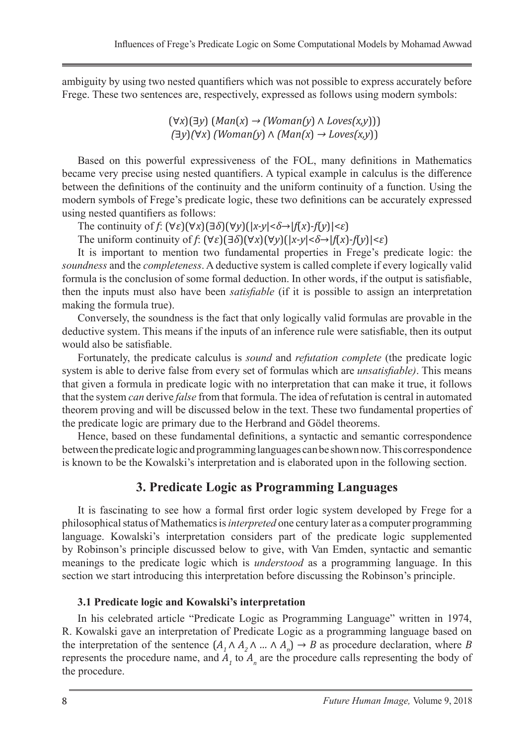ambiguity by using two nested quantifiers which was not possible to express accurately before Frege. These two sentences are, respectively, expressed as follows using modern symbols:

$$(\forall x)(\exists y)\ (Man(x) \rightarrow (Woman(y) \wedge Loves(x,y)))$$
$$(\exists y)(\forall x)\ (Woman(y) \wedge (Man(x) \rightarrow Loves(x,y))$$

Based on this powerful expressiveness of the FOL, many definitions in Mathematics became very precise using nested quantifiers. A typical example in calculus is the difference between the definitions of the continuity and the uniform continuity of a function. Using the modern symbols of Frege's predicate logic, these two definitions can be accurately expressed using nested quantifiers as follows:

The continuity of $f$: $(\forall \varepsilon)(\forall x)(\exists \delta)(\forall y)(|x\text{-}y|<\delta \rightarrow |f(x)\text{-}f(y)|<\varepsilon)$

The uniform continuity of $f$: $(\forall \varepsilon)(\exists \delta)(\forall x)(\forall y)(|x\text{-}y|<\delta \rightarrow |f(x)\text{-}f(y)|<\varepsilon)$

It is important to mention two fundamental properties in Frege's predicate logic: the *soundness* and the *completeness*. A deductive system is called complete if every logically valid formula is the conclusion of some formal deduction. In other words, if the output is satisfiable, then the inputs must also have been *satisfiable* (if it is possible to assign an interpretation making the formula true).

Conversely, the soundness is the fact that only logically valid formulas are provable in the deductive system. This means if the inputs of an inference rule were satisfiable, then its output would also be satisfiable.

Fortunately, the predicate calculus is *sound* and *refutation complete* (the predicate logic system is able to derive false from every set of formulas which are *unsatisfiable)*. This means that given a formula in predicate logic with no interpretation that can make it true, it follows that the system *can* derive *false* from that formula. The idea of refutation is central in automated theorem proving and will be discussed below in the text. These two fundamental properties of the predicate logic are primary due to the Herbrand and Gödel theorems.

Hence, based on these fundamental definitions, a syntactic and semantic correspondence between the predicate logic and programming languages can be shown now. This correspondence is known to be the Kowalski's interpretation and is elaborated upon in the following section.

## 3. Predicate Logic as Programming Languages

It is fascinating to see how a formal first order logic system developed by Frege for a philosophical status of Mathematics is *interpreted* one century later as a computer programming language. Kowalski's interpretation considers part of the predicate logic supplemented by Robinson's principle discussed below to give, with Van Emden, syntactic and semantic meanings to the predicate logic which is *understood* as a programming language. In this section we start introducing this interpretation before discussing the Robinson's principle.

### 3.1 Predicate logic and Kowalski's interpretation

In his celebrated article "Predicate Logic as Programming Language" written in 1974, R. Kowalski gave an interpretation of Predicate Logic as a programming language based on the interpretation of the sentence $(A_1 \wedge A_2 \wedge \dots \wedge A_n) \rightarrow B$ as procedure declaration, where $B$ represents the procedure name, and $A_1$ to $A_n$ are the procedure calls representing the body of the procedure.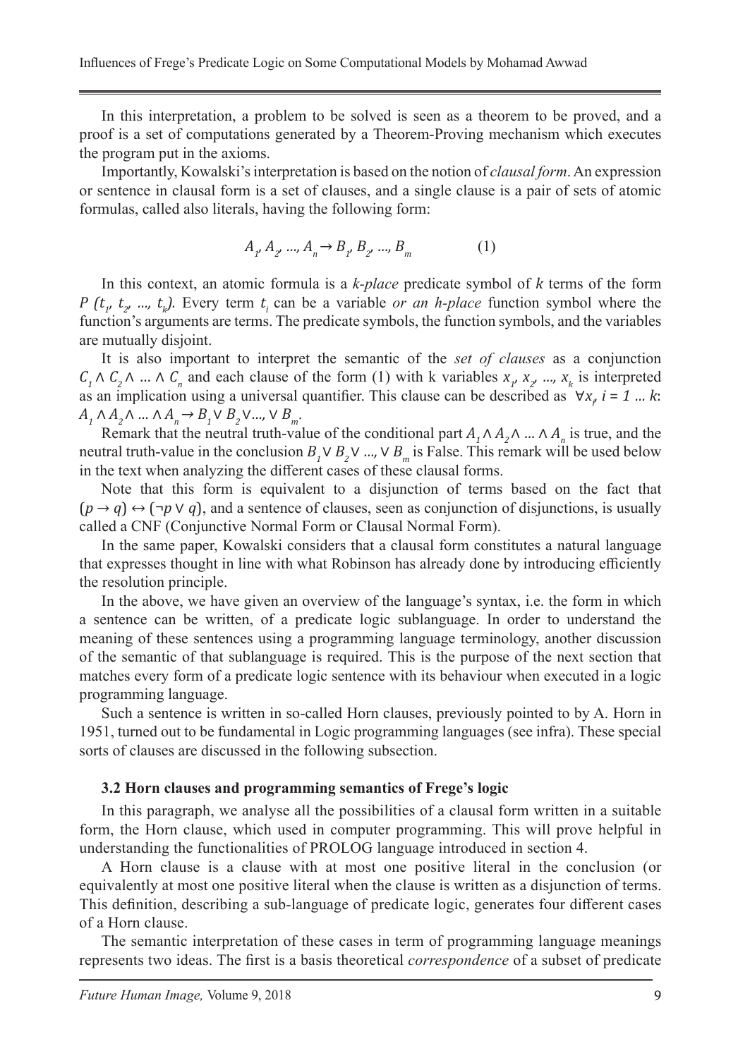In this interpretation, a problem to be solved is seen as a theorem to be proved, and a proof is a set of computations generated by a Theorem-Proving mechanism which executes the program put in the axioms.

Importantly, Kowalski's interpretation is based on the notion of *clausal form*. An expression or sentence in clausal form is a set of clauses, and a single clause is a pair of sets of atomic formulas, called also literals, having the following form:

$$A_1, A_2, ..., A_n \rightarrow B_1, B_2, ..., B_m \qquad (1)$$

In this context, an atomic formula is a *k-place* predicate symbol of $k$ terms of the form $P\ (t_1,\ t_2,\ ...,\ t_k)$. Every term $t_i$ can be a variable *or an h-place* function symbol where the function's arguments are terms. The predicate symbols, the function symbols, and the variables are mutually disjoint.

It is also important to interpret the semantic of the *set of clauses* as a conjunction $C_1 \wedge C_2 \wedge ... \wedge C_n$ and each clause of the form (1) with k variables $x_1, x_2, ..., x_k$ is interpreted as an implication using a universal quantifier. This clause can be described as $\forall x_i,\ i = 1 ... k$: $A_1 \wedge A_2 \wedge ... \wedge A_n \rightarrow B_1 \vee B_2 \vee ..., \vee B_m$.

Remark that the neutral truth-value of the conditional part $A_1 \wedge A_2 \wedge ... \wedge A_n$ is true, and the neutral truth-value in the conclusion $B_1 \vee B_2 \vee ..., \vee B_m$ is False. This remark will be used below in the text when analyzing the different cases of these clausal forms.

Note that this form is equivalent to a disjunction of terms based on the fact that $(p \rightarrow q) \leftrightarrow (\neg p \vee q)$, and a sentence of clauses, seen as conjunction of disjunctions, is usually called a CNF (Conjunctive Normal Form or Clausal Normal Form).

In the same paper, Kowalski considers that a clausal form constitutes a natural language that expresses thought in line with what Robinson has already done by introducing efficiently the resolution principle.

In the above, we have given an overview of the language's syntax, i.e. the form in which a sentence can be written, of a predicate logic sublanguage. In order to understand the meaning of these sentences using a programming language terminology, another discussion of the semantic of that sublanguage is required. This is the purpose of the next section that matches every form of a predicate logic sentence with its behaviour when executed in a logic programming language.

Such a sentence is written in so-called Horn clauses, previously pointed to by A. Horn in 1951, turned out to be fundamental in Logic programming languages (see infra). These special sorts of clauses are discussed in the following subsection.

### 3.2 Horn clauses and programming semantics of Frege's logic

In this paragraph, we analyse all the possibilities of a clausal form written in a suitable form, the Horn clause, which used in computer programming. This will prove helpful in understanding the functionalities of PROLOG language introduced in section 4.

A Horn clause is a clause with at most one positive literal in the conclusion (or equivalently at most one positive literal when the clause is written as a disjunction of terms. This definition, describing a sub-language of predicate logic, generates four different cases of a Horn clause.

The semantic interpretation of these cases in term of programming language meanings represents two ideas. The first is a basis theoretical *correspondence* of a subset of predicate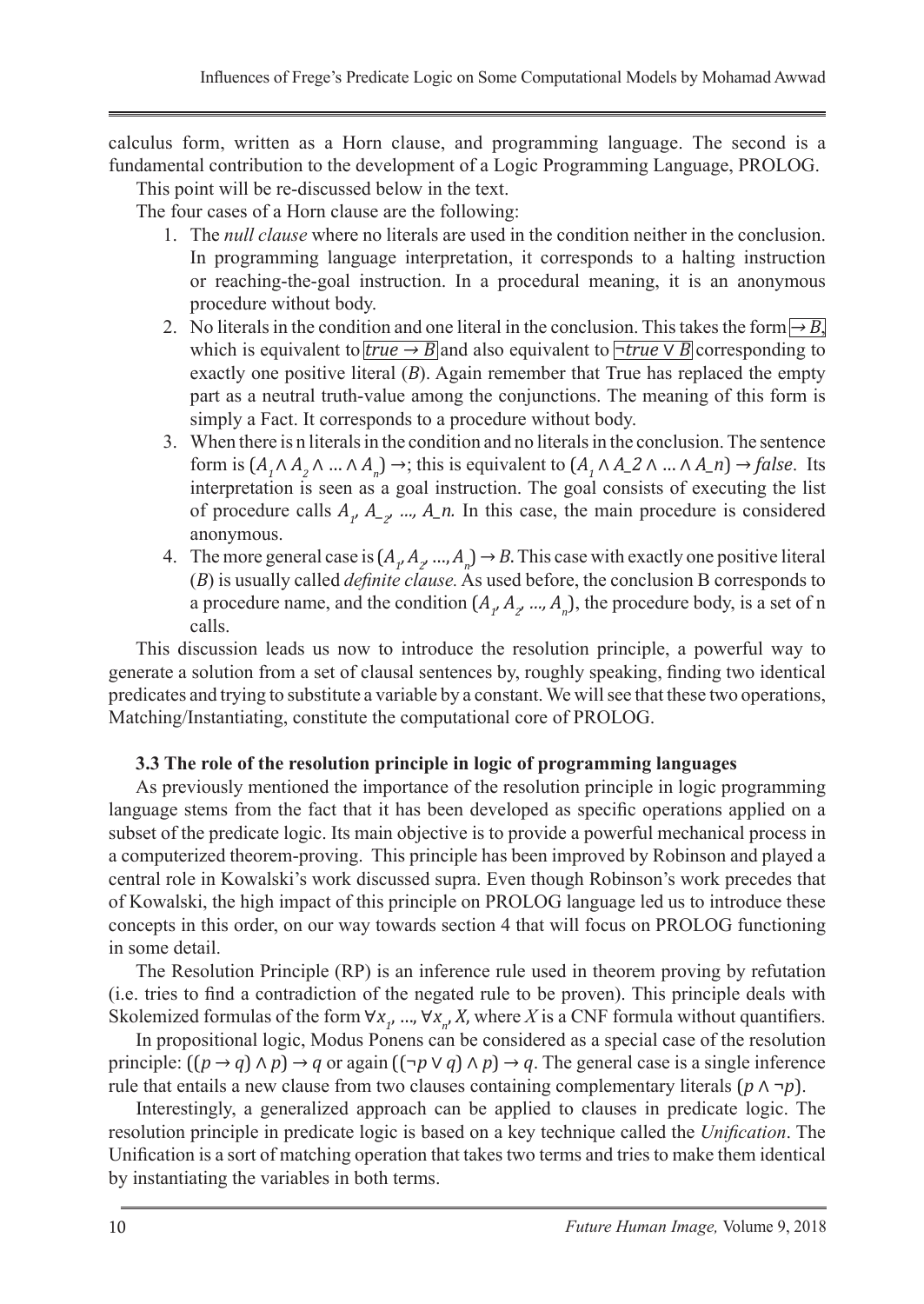calculus form, written as a Horn clause, and programming language. The second is a fundamental contribution to the development of a Logic Programming Language, PROLOG.

This point will be re-discussed below in the text.

The four cases of a Horn clause are the following:

1. The *null clause* where no literals are used in the condition neither in the conclusion. In programming language interpretation, it corresponds to a halting instruction or reaching-the-goal instruction. In a procedural meaning, it is an anonymous procedure without body.
2. No literals in the condition and one literal in the conclusion. This takes the form $\rightarrow B$, which is equivalent to $true \rightarrow B$ and also equivalent to $\neg true \vee B$ corresponding to exactly one positive literal ($B$). Again remember that True has replaced the empty part as a neutral truth-value among the conjunctions. The meaning of this form is simply a Fact. It corresponds to a procedure without body.
3. When there is n literals in the condition and no literals in the conclusion. The sentence form is $(A_1 \wedge A_2 \wedge \ldots \wedge A_n) \rightarrow$; this is equivalent to $(A_1 \wedge A\_2 \wedge \ldots \wedge A\_n) \rightarrow false$. Its interpretation is seen as a goal instruction. The goal consists of executing the list of procedure calls $A_1, A\__2, \ldots, A\_n$. In this case, the main procedure is considered anonymous.
4. The more general case is $(A_1, A_2, \ldots, A_n) \rightarrow B$. This case with exactly one positive literal ($B$) is usually called *definite clause.* As used before, the conclusion B corresponds to a procedure name, and the condition $(A_1, A_2, \ldots, A_n)$, the procedure body, is a set of n calls.

This discussion leads us now to introduce the resolution principle, a powerful way to generate a solution from a set of clausal sentences by, roughly speaking, finding two identical predicates and trying to substitute a variable by a constant. We will see that these two operations, Matching/Instantiating, constitute the computational core of PROLOG.

### 3.3 The role of the resolution principle in logic of programming languages

As previously mentioned the importance of the resolution principle in logic programming language stems from the fact that it has been developed as specific operations applied on a subset of the predicate logic. Its main objective is to provide a powerful mechanical process in a computerized theorem-proving. This principle has been improved by Robinson and played a central role in Kowalski's work discussed supra. Even though Robinson's work precedes that of Kowalski, the high impact of this principle on PROLOG language led us to introduce these concepts in this order, on our way towards section 4 that will focus on PROLOG functioning in some detail.

The Resolution Principle (RP) is an inference rule used in theorem proving by refutation (i.e. tries to find a contradiction of the negated rule to be proven). This principle deals with Skolemized formulas of the form $\forall x_1, \ldots, \forall x_n, X$, where $X$ is a CNF formula without quantifiers.

In propositional logic, Modus Ponens can be considered as a special case of the resolution principle: $((p \rightarrow q) \wedge p) \rightarrow q$ or again $((\neg p \vee q) \wedge p) \rightarrow q$. The general case is a single inference rule that entails a new clause from two clauses containing complementary literals $(p \wedge \neg p)$.

Interestingly, a generalized approach can be applied to clauses in predicate logic. The resolution principle in predicate logic is based on a key technique called the *Unification*. The Unification is a sort of matching operation that takes two terms and tries to make them identical by instantiating the variables in both terms.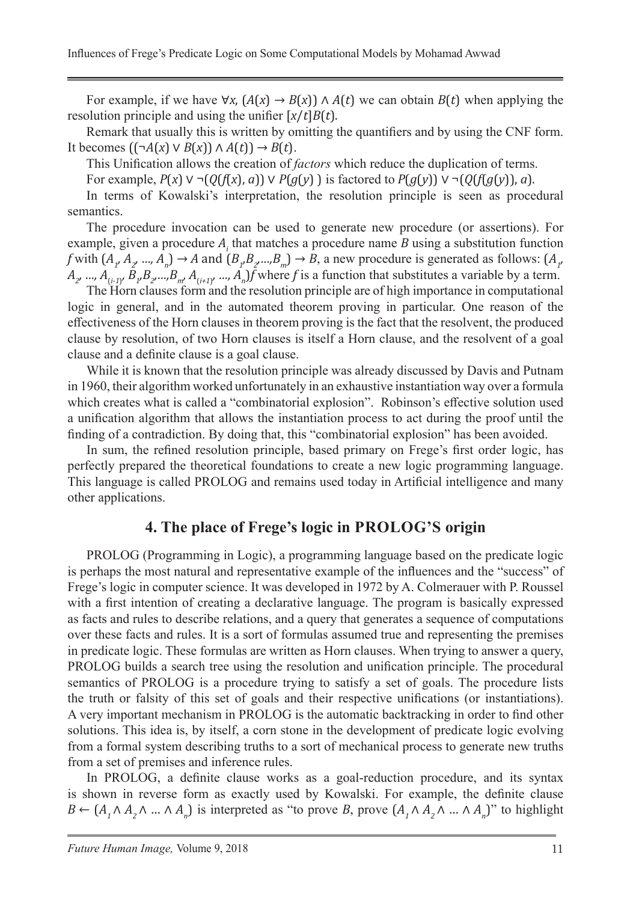For example, if we have $\forall x, (A(x) \rightarrow B(x)) \wedge A(t)$ we can obtain $B(t)$ when applying the resolution principle and using the unifier $[x/t]B(t)$.

Remark that usually this is written by omitting the quantifiers and by using the CNF form. It becomes $((\neg A(x) \vee B(x)) \wedge A(t)) \rightarrow B(t)$.

This Unification allows the creation of *factors* which reduce the duplication of terms.

For example, $P(x) \vee \neg(Q(f(x), a)) \vee P(g(y))$ is factored to $P(g(y)) \vee \neg(Q(f(g(y)), a)$.

In terms of Kowalski's interpretation, the resolution principle is seen as procedural semantics.

The procedure invocation can be used to generate new procedure (or assertions). For example, given a procedure $A_i$ that matches a procedure name $B$ using a substitution function $f$ with $(A_1, A_2, \ldots, A_n) \rightarrow A$ and $(B_1, B_2, \ldots, B_m) \rightarrow B$, a new procedure is generated as follows: $(A_1, A_2, \ldots, A_{(i-1)}, B_1, B_2, \ldots, B_m, A_{(i+1)}, \ldots, A_n)f$ where $f$ is a function that substitutes a variable by a term.

The Horn clauses form and the resolution principle are of high importance in computational logic in general, and in the automated theorem proving in particular. One reason of the effectiveness of the Horn clauses in theorem proving is the fact that the resolvent, the produced clause by resolution, of two Horn clauses is itself a Horn clause, and the resolvent of a goal clause and a definite clause is a goal clause.

While it is known that the resolution principle was already discussed by Davis and Putnam in 1960, their algorithm worked unfortunately in an exhaustive instantiation way over a formula which creates what is called a "combinatorial explosion". Robinson's effective solution used a unification algorithm that allows the instantiation process to act during the proof until the finding of a contradiction. By doing that, this "combinatorial explosion" has been avoided.

In sum, the refined resolution principle, based primary on Frege's first order logic, has perfectly prepared the theoretical foundations to create a new logic programming language. This language is called PROLOG and remains used today in Artificial intelligence and many other applications.

## 4. The place of Frege's logic in PROLOG'S origin

PROLOG (Programming in Logic), a programming language based on the predicate logic is perhaps the most natural and representative example of the influences and the "success" of Frege's logic in computer science. It was developed in 1972 by A. Colmerauer with P. Roussel with a first intention of creating a declarative language. The program is basically expressed as facts and rules to describe relations, and a query that generates a sequence of computations over these facts and rules. It is a sort of formulas assumed true and representing the premises in predicate logic. These formulas are written as Horn clauses. When trying to answer a query, PROLOG builds a search tree using the resolution and unification principle. The procedural semantics of PROLOG is a procedure trying to satisfy a set of goals. The procedure lists the truth or falsity of this set of goals and their respective unifications (or instantiations). A very important mechanism in PROLOG is the automatic backtracking in order to find other solutions. This idea is, by itself, a corn stone in the development of predicate logic evolving from a formal system describing truths to a sort of mechanical process to generate new truths from a set of premises and inference rules.

In PROLOG, a definite clause works as a goal-reduction procedure, and its syntax is shown in reverse form as exactly used by Kowalski. For example, the definite clause $B \leftarrow (A_1 \wedge A_2 \wedge \ldots \wedge A_n)$ is interpreted as "to prove $B$, prove $(A_1 \wedge A_2 \wedge \ldots \wedge A_n)$" to highlight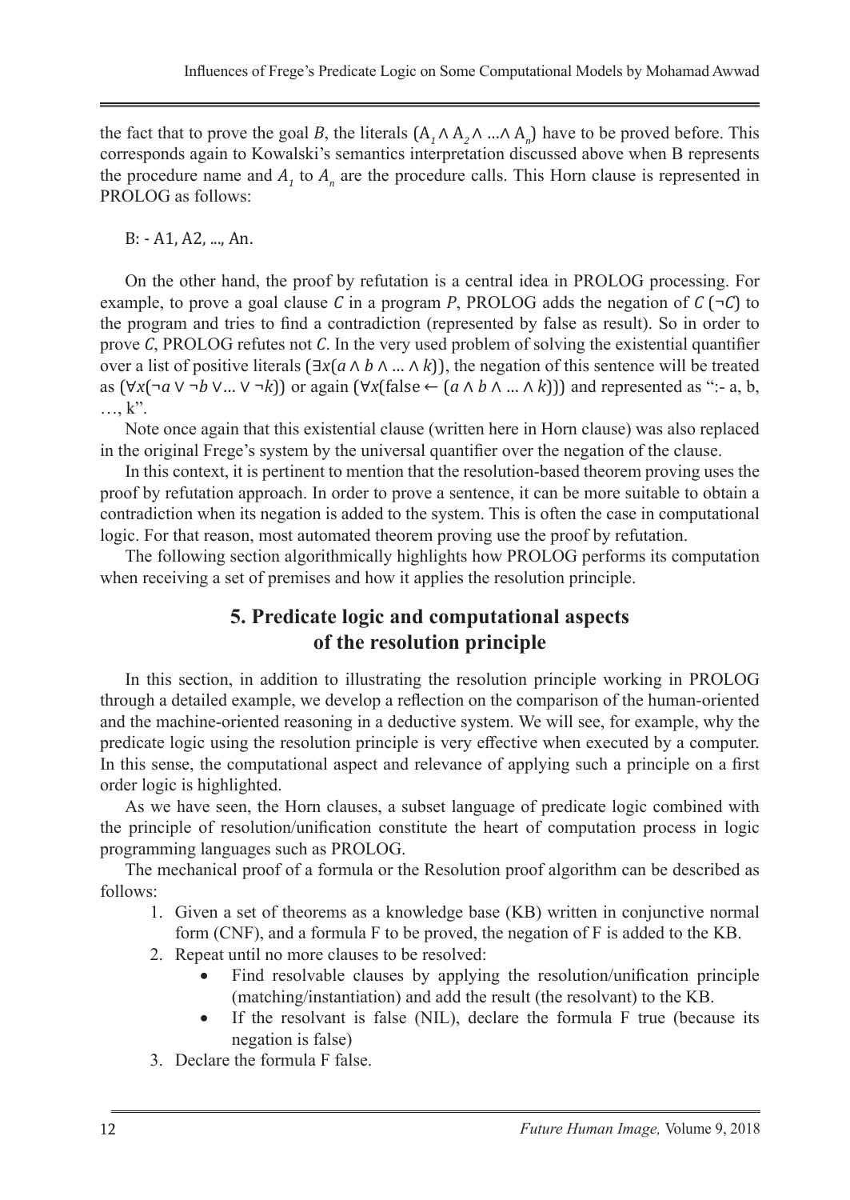the fact that to prove the goal $B$, the literals $(A_1 \wedge A_2 \wedge \ldots \wedge A_n)$ have to be proved before. This corresponds again to Kowalski's semantics interpretation discussed above when B represents the procedure name and $A_1$ to $A_n$ are the procedure calls. This Horn clause is represented in PROLOG as follows:

```
B: - A1, A2, …, An.
```

On the other hand, the proof by refutation is a central idea in PROLOG processing. For example, to prove a goal clause $C$ in a program $P$, PROLOG adds the negation of $C$ $(\neg C)$ to the program and tries to find a contradiction (represented by false as result). So in order to prove $C$, PROLOG refutes not $C$. In the very used problem of solving the existential quantifier over a list of positive literals $(\exists x(a \wedge b \wedge \ldots \wedge k))$, the negation of this sentence will be treated as $(\forall x(\neg a \vee \neg b \vee \ldots \vee \neg k))$ or again $(\forall x(\text{false} \leftarrow (a \wedge b \wedge \ldots \wedge k)))$ and represented as ":- a, b, …, k".

Note once again that this existential clause (written here in Horn clause) was also replaced in the original Frege's system by the universal quantifier over the negation of the clause.

In this context, it is pertinent to mention that the resolution-based theorem proving uses the proof by refutation approach. In order to prove a sentence, it can be more suitable to obtain a contradiction when its negation is added to the system. This is often the case in computational logic. For that reason, most automated theorem proving use the proof by refutation.

The following section algorithmically highlights how PROLOG performs its computation when receiving a set of premises and how it applies the resolution principle.

## 5. Predicate logic and computational aspects of the resolution principle

In this section, in addition to illustrating the resolution principle working in PROLOG through a detailed example, we develop a reflection on the comparison of the human-oriented and the machine-oriented reasoning in a deductive system. We will see, for example, why the predicate logic using the resolution principle is very effective when executed by a computer. In this sense, the computational aspect and relevance of applying such a principle on a first order logic is highlighted.

As we have seen, the Horn clauses, a subset language of predicate logic combined with the principle of resolution/unification constitute the heart of computation process in logic programming languages such as PROLOG.

The mechanical proof of a formula or the Resolution proof algorithm can be described as follows:

1. Given a set of theorems as a knowledge base (KB) written in conjunctive normal form (CNF), and a formula F to be proved, the negation of F is added to the KB.
2. Repeat until no more clauses to be resolved:
   - Find resolvable clauses by applying the resolution/unification principle (matching/instantiation) and add the result (the resolvant) to the KB.
   - If the resolvant is false (NIL), declare the formula F true (because its negation is false)
3. Declare the formula F false.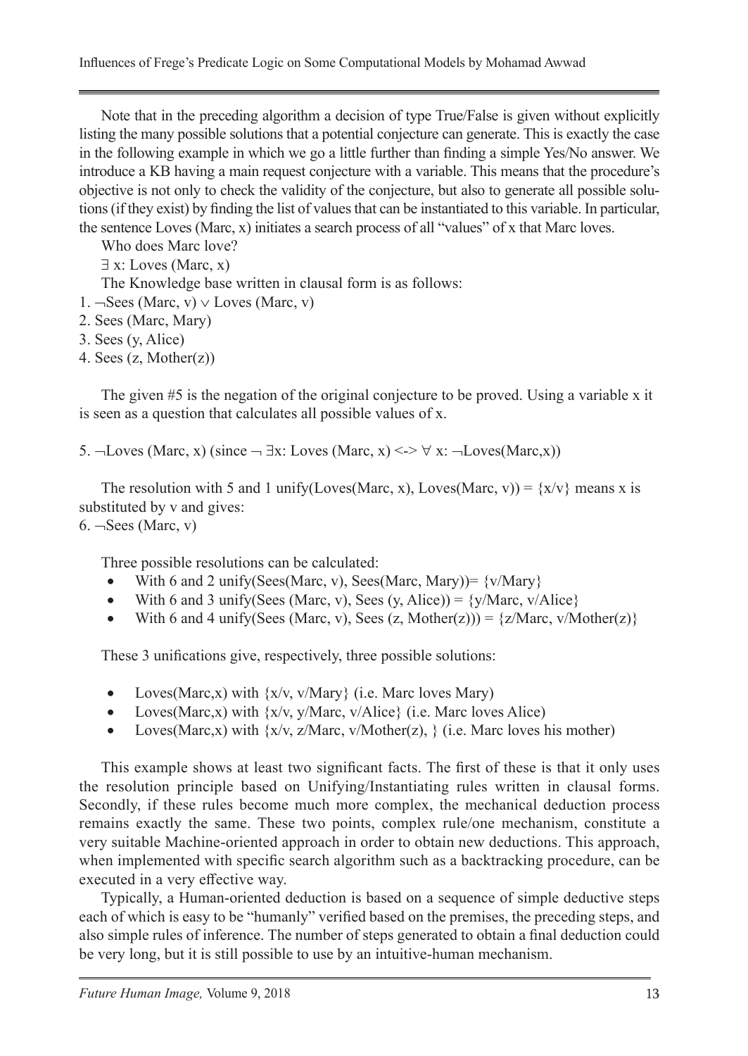Note that in the preceding algorithm a decision of type True/False is given without explicitly listing the many possible solutions that a potential conjecture can generate. This is exactly the case in the following example in which we go a little further than finding a simple Yes/No answer. We introduce a KB having a main request conjecture with a variable. This means that the procedure's objective is not only to check the validity of the conjecture, but also to generate all possible solutions (if they exist) by finding the list of values that can be instantiated to this variable. In particular, the sentence Loves (Marc, x) initiates a search process of all "values" of x that Marc loves.

Who does Marc love?

∃ x: Loves (Marc, x)

The Knowledge base written in clausal form is as follows:

1. ¬Sees (Marc, v) ∨ Loves (Marc, v)
2. Sees (Marc, Mary)
3. Sees (y, Alice)
4. Sees (z, Mother(z))

The given #5 is the negation of the original conjecture to be proved. Using a variable x it is seen as a question that calculates all possible values of x.

5. ¬Loves (Marc, x) (since ¬ ∃x: Loves (Marc, x) <-> ∀ x: ¬Loves(Marc,x))

The resolution with 5 and 1 unify(Loves(Marc, x), Loves(Marc, v)) = {x/v} means x is substituted by v and gives:

6. ¬Sees (Marc, v)

Three possible resolutions can be calculated:

- With 6 and 2 unify(Sees(Marc, v), Sees(Marc, Mary))= {v/Mary}
- With 6 and 3 unify(Sees (Marc, v), Sees (y, Alice)) = {y/Marc, v/Alice}
- With 6 and 4 unify(Sees (Marc, v), Sees (z, Mother(z))) = {z/Marc, v/Mother(z)}

These 3 unifications give, respectively, three possible solutions:

- Loves(Marc,x) with {x/v, v/Mary} (i.e. Marc loves Mary)
- Loves(Marc,x) with {x/v, y/Marc, v/Alice} (i.e. Marc loves Alice)
- Loves(Marc,x) with {x/v, z/Marc, v/Mother(z), } (i.e. Marc loves his mother)

This example shows at least two significant facts. The first of these is that it only uses the resolution principle based on Unifying/Instantiating rules written in clausal forms. Secondly, if these rules become much more complex, the mechanical deduction process remains exactly the same. These two points, complex rule/one mechanism, constitute a very suitable Machine-oriented approach in order to obtain new deductions. This approach, when implemented with specific search algorithm such as a backtracking procedure, can be executed in a very effective way.

Typically, a Human-oriented deduction is based on a sequence of simple deductive steps each of which is easy to be "humanly" verified based on the premises, the preceding steps, and also simple rules of inference. The number of steps generated to obtain a final deduction could be very long, but it is still possible to use by an intuitive-human mechanism.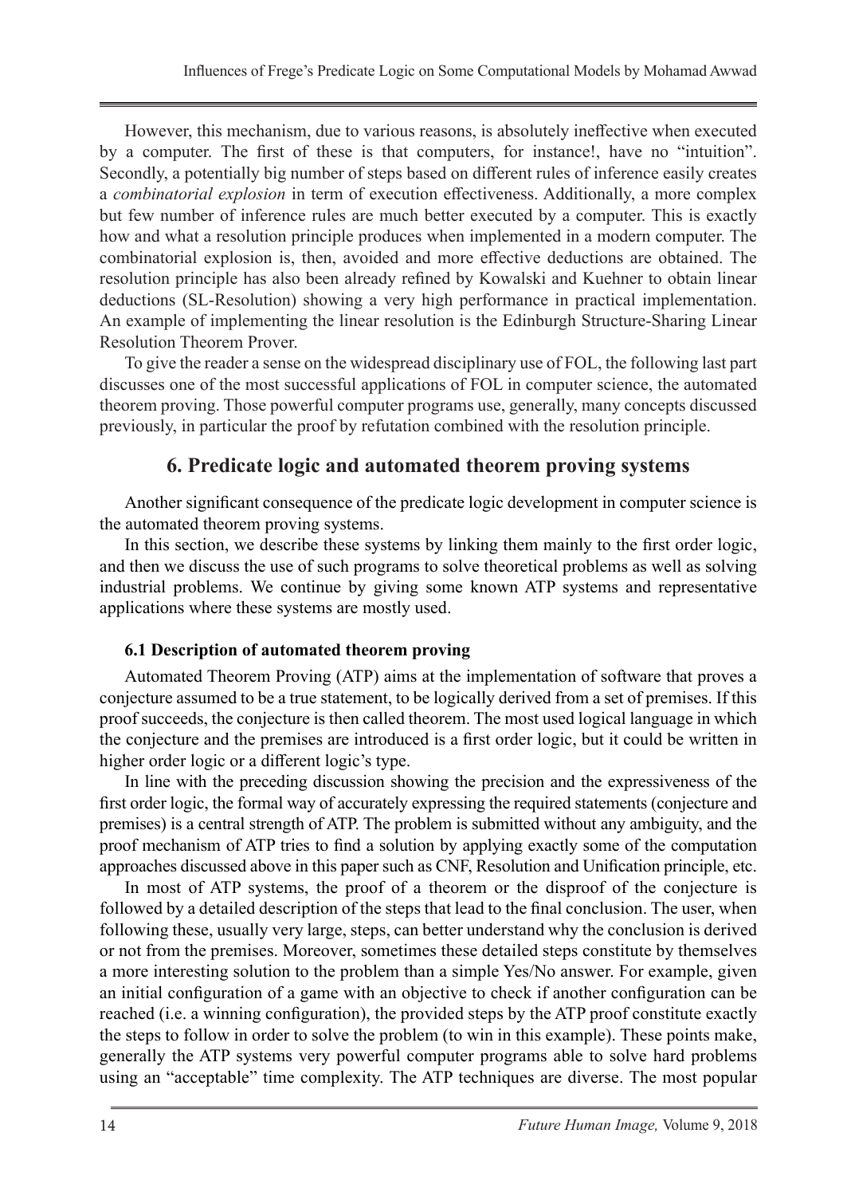However, this mechanism, due to various reasons, is absolutely ineffective when executed by a computer. The first of these is that computers, for instance!, have no "intuition". Secondly, a potentially big number of steps based on different rules of inference easily creates a *combinatorial explosion* in term of execution effectiveness. Additionally, a more complex but few number of inference rules are much better executed by a computer. This is exactly how and what a resolution principle produces when implemented in a modern computer. The combinatorial explosion is, then, avoided and more effective deductions are obtained. The resolution principle has also been already refined by Kowalski and Kuehner to obtain linear deductions (SL-Resolution) showing a very high performance in practical implementation. An example of implementing the linear resolution is the Edinburgh Structure-Sharing Linear Resolution Theorem Prover.

To give the reader a sense on the widespread disciplinary use of FOL, the following last part discusses one of the most successful applications of FOL in computer science, the automated theorem proving. Those powerful computer programs use, generally, many concepts discussed previously, in particular the proof by refutation combined with the resolution principle.

## 6. Predicate logic and automated theorem proving systems

Another significant consequence of the predicate logic development in computer science is the automated theorem proving systems.

In this section, we describe these systems by linking them mainly to the first order logic, and then we discuss the use of such programs to solve theoretical problems as well as solving industrial problems. We continue by giving some known ATP systems and representative applications where these systems are mostly used.

### 6.1 Description of automated theorem proving

Automated Theorem Proving (ATP) aims at the implementation of software that proves a conjecture assumed to be a true statement, to be logically derived from a set of premises. If this proof succeeds, the conjecture is then called theorem. The most used logical language in which the conjecture and the premises are introduced is a first order logic, but it could be written in higher order logic or a different logic's type.

In line with the preceding discussion showing the precision and the expressiveness of the first order logic, the formal way of accurately expressing the required statements (conjecture and premises) is a central strength of ATP. The problem is submitted without any ambiguity, and the proof mechanism of ATP tries to find a solution by applying exactly some of the computation approaches discussed above in this paper such as CNF, Resolution and Unification principle, etc.

In most of ATP systems, the proof of a theorem or the disproof of the conjecture is followed by a detailed description of the steps that lead to the final conclusion. The user, when following these, usually very large, steps, can better understand why the conclusion is derived or not from the premises. Moreover, sometimes these detailed steps constitute by themselves a more interesting solution to the problem than a simple Yes/No answer. For example, given an initial configuration of a game with an objective to check if another configuration can be reached (i.e. a winning configuration), the provided steps by the ATP proof constitute exactly the steps to follow in order to solve the problem (to win in this example). These points make, generally the ATP systems very powerful computer programs able to solve hard problems using an "acceptable" time complexity. The ATP techniques are diverse. The most popular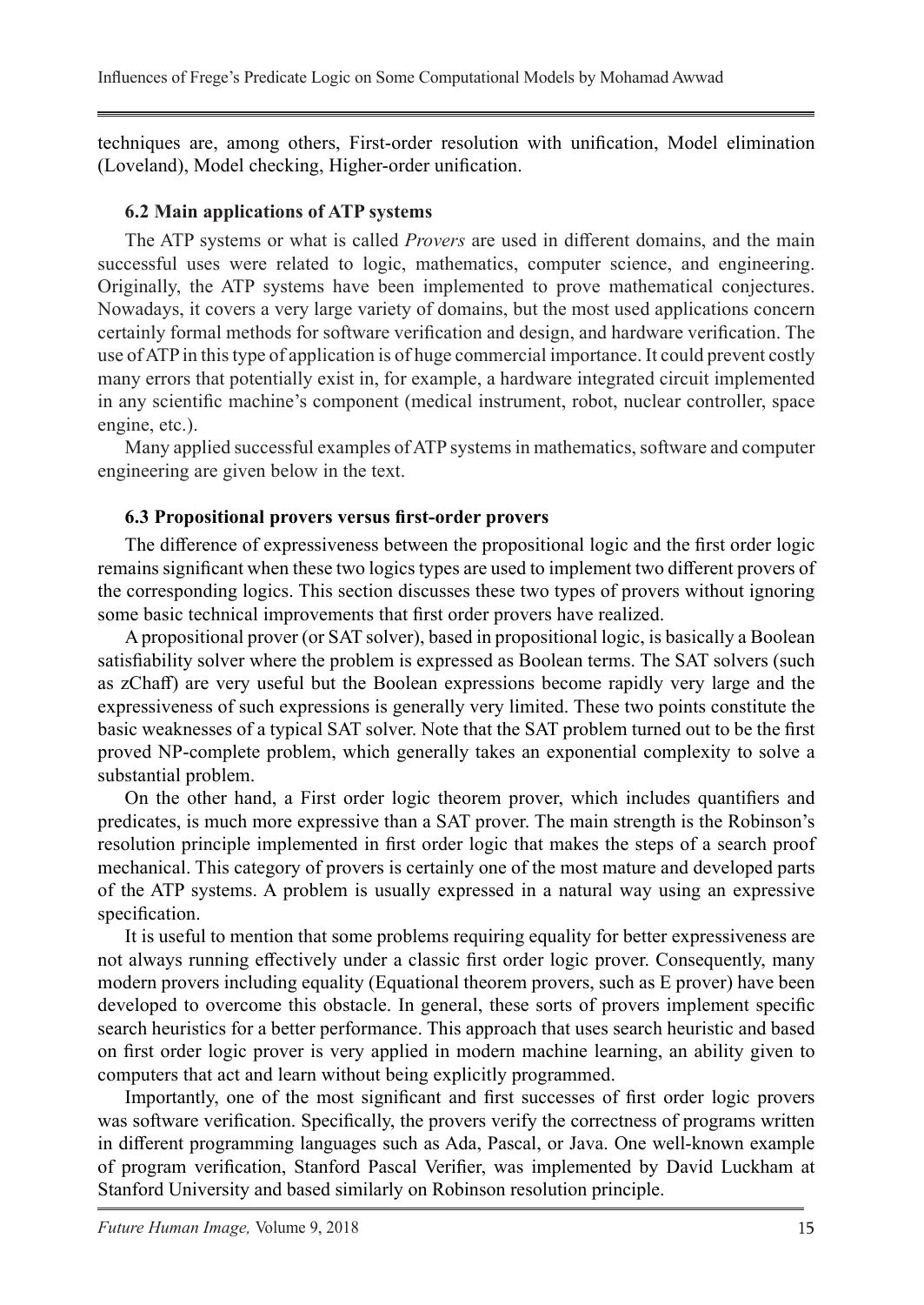techniques are, among others, First-order resolution with unification, Model elimination (Loveland), Model checking, Higher-order unification.

### 6.2 Main applications of ATP systems

The ATP systems or what is called *Provers* are used in different domains, and the main successful uses were related to logic, mathematics, computer science, and engineering. Originally, the ATP systems have been implemented to prove mathematical conjectures. Nowadays, it covers a very large variety of domains, but the most used applications concern certainly formal methods for software verification and design, and hardware verification. The use of ATP in this type of application is of huge commercial importance. It could prevent costly many errors that potentially exist in, for example, a hardware integrated circuit implemented in any scientific machine's component (medical instrument, robot, nuclear controller, space engine, etc.).

Many applied successful examples of ATP systems in mathematics, software and computer engineering are given below in the text.

### 6.3 Propositional provers versus first-order provers

The difference of expressiveness between the propositional logic and the first order logic remains significant when these two logics types are used to implement two different provers of the corresponding logics. This section discusses these two types of provers without ignoring some basic technical improvements that first order provers have realized.

A propositional prover (or SAT solver), based in propositional logic, is basically a Boolean satisfiability solver where the problem is expressed as Boolean terms. The SAT solvers (such as zChaff) are very useful but the Boolean expressions become rapidly very large and the expressiveness of such expressions is generally very limited. These two points constitute the basic weaknesses of a typical SAT solver. Note that the SAT problem turned out to be the first proved NP-complete problem, which generally takes an exponential complexity to solve a substantial problem.

On the other hand, a First order logic theorem prover, which includes quantifiers and predicates, is much more expressive than a SAT prover. The main strength is the Robinson's resolution principle implemented in first order logic that makes the steps of a search proof mechanical. This category of provers is certainly one of the most mature and developed parts of the ATP systems. A problem is usually expressed in a natural way using an expressive specification.

It is useful to mention that some problems requiring equality for better expressiveness are not always running effectively under a classic first order logic prover. Consequently, many modern provers including equality (Equational theorem provers, such as E prover) have been developed to overcome this obstacle. In general, these sorts of provers implement specific search heuristics for a better performance. This approach that uses search heuristic and based on first order logic prover is very applied in modern machine learning, an ability given to computers that act and learn without being explicitly programmed.

Importantly, one of the most significant and first successes of first order logic provers was software verification. Specifically, the provers verify the correctness of programs written in different programming languages such as Ada, Pascal, or Java. One well-known example of program verification, Stanford Pascal Verifier, was implemented by David Luckham at Stanford University and based similarly on Robinson resolution principle.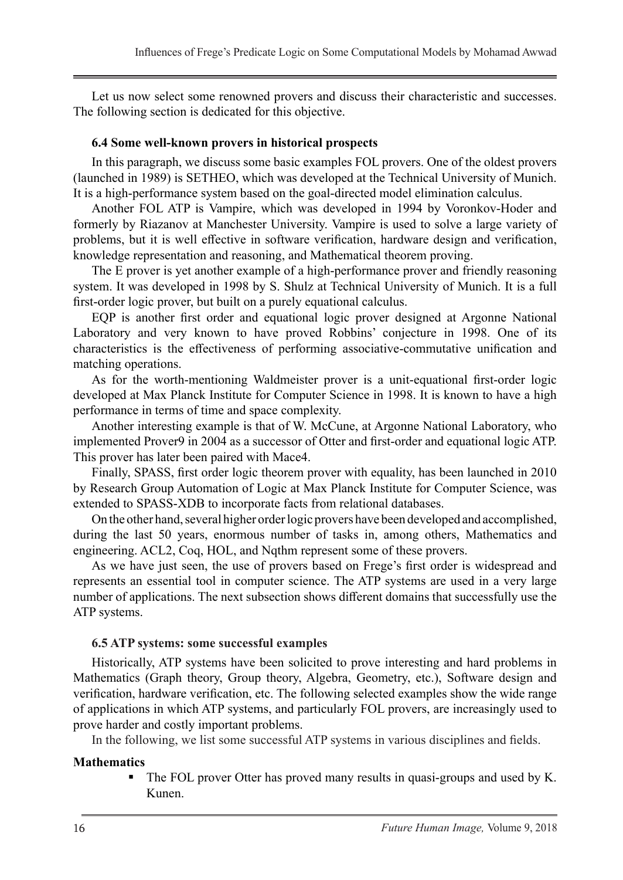Let us now select some renowned provers and discuss their characteristic and successes. The following section is dedicated for this objective.

### 6.4 Some well-known provers in historical prospects

In this paragraph, we discuss some basic examples FOL provers. One of the oldest provers (launched in 1989) is SETHEO, which was developed at the Technical University of Munich. It is a high-performance system based on the goal-directed model elimination calculus.

Another FOL ATP is Vampire, which was developed in 1994 by Voronkov-Hoder and formerly by Riazanov at Manchester University. Vampire is used to solve a large variety of problems, but it is well effective in software verification, hardware design and verification, knowledge representation and reasoning, and Mathematical theorem proving.

The E prover is yet another example of a high-performance prover and friendly reasoning system. It was developed in 1998 by S. Shulz at Technical University of Munich. It is a full first-order logic prover, but built on a purely equational calculus.

EQP is another first order and equational logic prover designed at Argonne National Laboratory and very known to have proved Robbins' conjecture in 1998. One of its characteristics is the effectiveness of performing associative-commutative unification and matching operations.

As for the worth-mentioning Waldmeister prover is a unit-equational first-order logic developed at Max Planck Institute for Computer Science in 1998. It is known to have a high performance in terms of time and space complexity.

Another interesting example is that of W. McCune, at Argonne National Laboratory, who implemented Prover9 in 2004 as a successor of Otter and first-order and equational logic ATP. This prover has later been paired with Mace4.

Finally, SPASS, first order logic theorem prover with equality, has been launched in 2010 by Research Group Automation of Logic at Max Planck Institute for Computer Science, was extended to SPASS-XDB to incorporate facts from relational databases.

On the other hand, several higher order logic provers have been developed and accomplished, during the last 50 years, enormous number of tasks in, among others, Mathematics and engineering. ACL2, Coq, HOL, and Nqthm represent some of these provers.

As we have just seen, the use of provers based on Frege's first order is widespread and represents an essential tool in computer science. The ATP systems are used in a very large number of applications. The next subsection shows different domains that successfully use the ATP systems.

### 6.5 ATP systems: some successful examples

Historically, ATP systems have been solicited to prove interesting and hard problems in Mathematics (Graph theory, Group theory, Algebra, Geometry, etc.), Software design and verification, hardware verification, etc. The following selected examples show the wide range of applications in which ATP systems, and particularly FOL provers, are increasingly used to prove harder and costly important problems.

In the following, we list some successful ATP systems in various disciplines and fields.

**Mathematics**

- The FOL prover Otter has proved many results in quasi-groups and used by K. Kunen.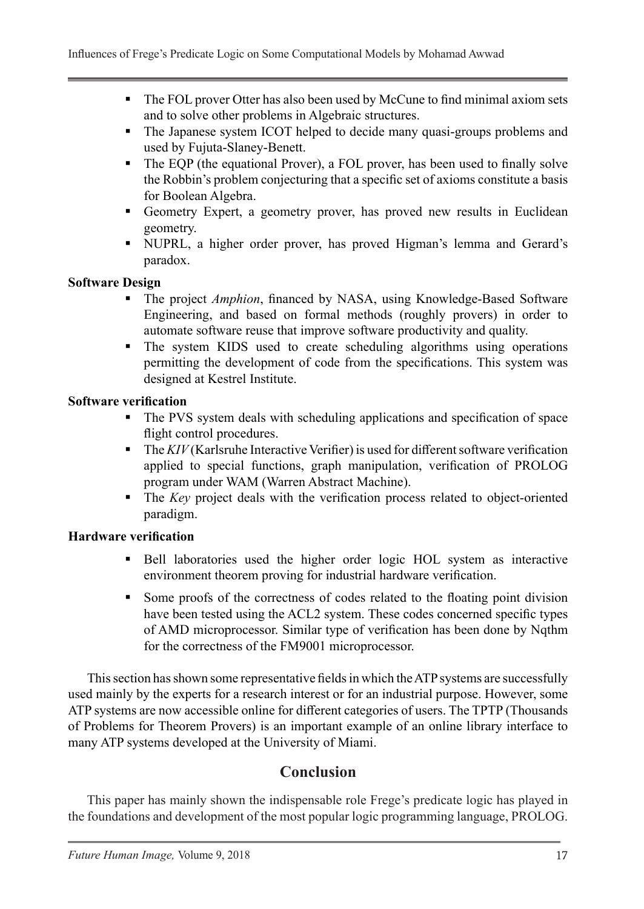- The FOL prover Otter has also been used by McCune to find minimal axiom sets and to solve other problems in Algebraic structures.
- The Japanese system ICOT helped to decide many quasi-groups problems and used by Fujuta-Slaney-Benett.
- The EQP (the equational Prover), a FOL prover, has been used to finally solve the Robbin's problem conjecturing that a specific set of axioms constitute a basis for Boolean Algebra.
- Geometry Expert, a geometry prover, has proved new results in Euclidean geometry.
- NUPRL, a higher order prover, has proved Higman's lemma and Gerard's paradox.

**Software Design**

- The project *Amphion*, financed by NASA, using Knowledge-Based Software Engineering, and based on formal methods (roughly provers) in order to automate software reuse that improve software productivity and quality.
- The system KIDS used to create scheduling algorithms using operations permitting the development of code from the specifications. This system was designed at Kestrel Institute.

**Software verification**

- The PVS system deals with scheduling applications and specification of space flight control procedures.
- The *KIV* (Karlsruhe Interactive Verifier) is used for different software verification applied to special functions, graph manipulation, verification of PROLOG program under WAM (Warren Abstract Machine).
- The *Key* project deals with the verification process related to object-oriented paradigm.

**Hardware verification**

- Bell laboratories used the higher order logic HOL system as interactive environment theorem proving for industrial hardware verification.
- Some proofs of the correctness of codes related to the floating point division have been tested using the ACL2 system. These codes concerned specific types of AMD microprocessor. Similar type of verification has been done by Nqthm for the correctness of the FM9001 microprocessor.

This section has shown some representative fields in which the ATP systems are successfully used mainly by the experts for a research interest or for an industrial purpose. However, some ATP systems are now accessible online for different categories of users. The TPTP (Thousands of Problems for Theorem Provers) is an important example of an online library interface to many ATP systems developed at the University of Miami.

## Conclusion

This paper has mainly shown the indispensable role Frege's predicate logic has played in the foundations and development of the most popular logic programming language, PROLOG.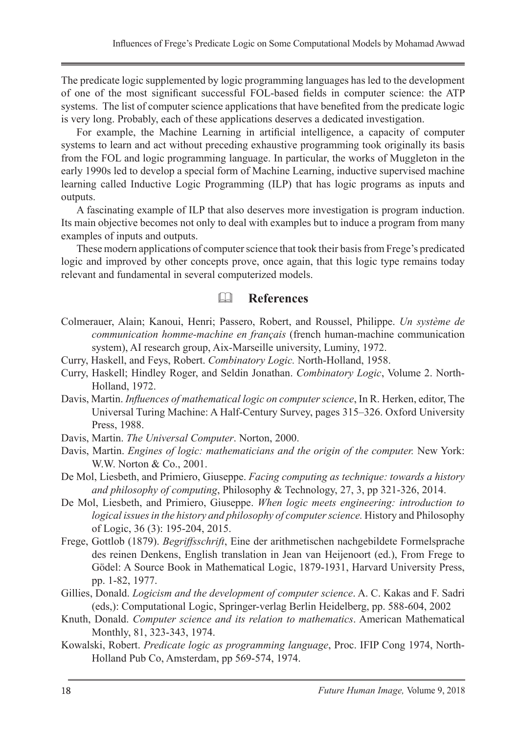The predicate logic supplemented by logic programming languages has led to the development of one of the most significant successful FOL-based fields in computer science: the ATP systems. The list of computer science applications that have benefited from the predicate logic is very long. Probably, each of these applications deserves a dedicated investigation.

For example, the Machine Learning in artificial intelligence, a capacity of computer systems to learn and act without preceding exhaustive programming took originally its basis from the FOL and logic programming language. In particular, the works of Muggleton in the early 1990s led to develop a special form of Machine Learning, inductive supervised machine learning called Inductive Logic Programming (ILP) that has logic programs as inputs and outputs.

A fascinating example of ILP that also deserves more investigation is program induction. Its main objective becomes not only to deal with examples but to induce a program from many examples of inputs and outputs.

These modern applications of computer science that took their basis from Frege's predicated logic and improved by other concepts prove, once again, that this logic type remains today relevant and fundamental in several computerized models.

## References

Colmerauer, Alain; Kanoui, Henri; Passero, Robert, and Roussel, Philippe. *Un système de communication homme-machine en français* (french human-machine communication system), AI research group, Aix-Marseille university, Luminy, 1972.

Curry, Haskell, and Feys, Robert. *Combinatory Logic.* North-Holland, 1958.

Curry, Haskell; Hindley Roger, and Seldin Jonathan. *Combinatory Logic*, Volume 2. North-Holland, 1972.

Davis, Martin. *Influences of mathematical logic on computer science*, In R. Herken, editor, The Universal Turing Machine: A Half-Century Survey, pages 315–326. Oxford University Press, 1988.

Davis, Martin. *The Universal Computer*. Norton, 2000.

Davis, Martin. *Engines of logic: mathematicians and the origin of the computer.* New York: W.W. Norton & Co., 2001.

De Mol, Liesbeth, and Primiero, Giuseppe. *Facing computing as technique: towards a history and philosophy of computing*, Philosophy & Technology, 27, 3, pp 321-326, 2014.

De Mol, Liesbeth, and Primiero, Giuseppe. *When logic meets engineering: introduction to logical issues in the history and philosophy of computer science.* History and Philosophy of Logic, 36 (3): 195-204, 2015.

Frege, Gottlob (1879). *Begriffsschrift*, Eine der arithmetischen nachgebildete Formelsprache des reinen Denkens, English translation in Jean van Heijenoort (ed.), From Frege to Gödel: A Source Book in Mathematical Logic, 1879-1931, Harvard University Press, pp. 1-82, 1977.

Gillies, Donald. *Logicism and the development of computer science*. A. C. Kakas and F. Sadri (eds,): Computational Logic, Springer-verlag Berlin Heidelberg, pp. 588-604, 2002

Knuth, Donald. *Computer science and its relation to mathematics*. American Mathematical Monthly, 81, 323-343, 1974.

Kowalski, Robert. *Predicate logic as programming language*, Proc. IFIP Cong 1974, North-Holland Pub Co, Amsterdam, pp 569-574, 1974.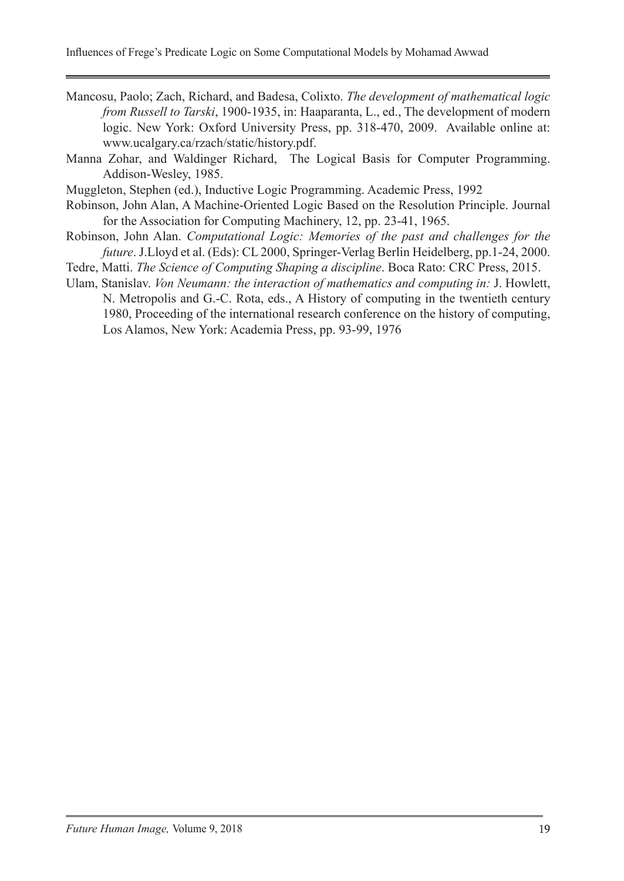Mancosu, Paolo; Zach, Richard, and Badesa, Colixto. *The development of mathematical logic from Russell to Tarski*, 1900-1935, in: Haaparanta, L., ed., The development of modern logic. New York: Oxford University Press, pp. 318-470, 2009. Available online at: www.ucalgary.ca/rzach/static/history.pdf.

Manna Zohar, and Waldinger Richard, The Logical Basis for Computer Programming. Addison-Wesley, 1985.

Muggleton, Stephen (ed.), Inductive Logic Programming. Academic Press, 1992

Robinson, John Alan, A Machine-Oriented Logic Based on the Resolution Principle. Journal for the Association for Computing Machinery, 12, pp. 23-41, 1965.

Robinson, John Alan. *Computational Logic: Memories of the past and challenges for the future*. J.Lloyd et al. (Eds): CL 2000, Springer-Verlag Berlin Heidelberg, pp.1-24, 2000.

Tedre, Matti. *The Science of Computing Shaping a discipline*. Boca Rato: CRC Press, 2015.

Ulam, Stanislav. *Von Neumann: the interaction of mathematics and computing in:* J. Howlett, N. Metropolis and G.-C. Rota, eds., A History of computing in the twentieth century 1980, Proceeding of the international research conference on the history of computing, Los Alamos, New York: Academia Press, pp. 93-99, 1976